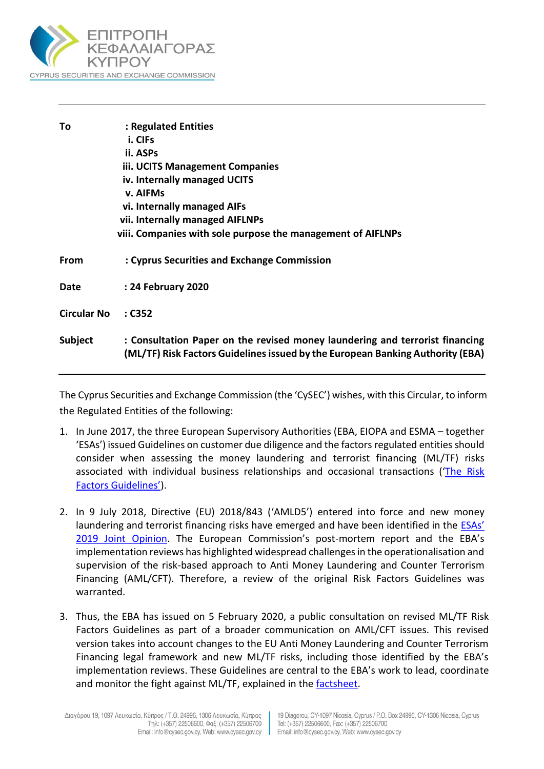ΕΠΙΤΡΟΠΗ ΚΕΦΑΛΑΙΑΓΟΡΑΣ ΚΥΠΡΟΥ

CYPRUS SECURITIES AND EXCHANGE COMMISSION

---

| | |
|---|---|
| **To** | **: Regulated Entities**<br>**i. CIFs**<br>**ii. ASPs**<br>**iii. UCITS Management Companies**<br>**iv. Internally managed UCITS**<br>**v. AIFMs**<br>**vi. Internally managed AIFs**<br>**vii. Internally managed AIFLNPs**<br>**viii. Companies with sole purpose the management of AIFLNPs** |
| **From** | **: Cyprus Securities and Exchange Commission** |
| **Date** | **: 24 February 2020** |
| **Circular No** | **: C352** |
| **Subject** | **: Consultation Paper on the revised money laundering and terrorist financing (ML/TF) Risk Factors Guidelines issued by the European Banking Authority (EBA)** |

---

The Cyprus Securities and Exchange Commission (the 'CySEC') wishes, with this Circular, to inform the Regulated Entities of the following:

1. In June 2017, the three European Supervisory Authorities (EBA, EIOPA and ESMA – together 'ESAs') issued Guidelines on customer due diligence and the factors regulated entities should consider when assessing the money laundering and terrorist financing (ML/TF) risks associated with individual business relationships and occasional transactions ('The Risk Factors Guidelines').

2. In 9 July 2018, Directive (EU) 2018/843 ('AMLD5') entered into force and new money laundering and terrorist financing risks have emerged and have been identified in the ESAs' 2019 Joint Opinion. The European Commission's post-mortem report and the EBA's implementation reviews has highlighted widespread challenges in the operationalisation and supervision of the risk-based approach to Anti Money Laundering and Counter Terrorism Financing (AML/CFT). Therefore, a review of the original Risk Factors Guidelines was warranted.

3. Thus, the EBA has issued on 5 February 2020, a public consultation on revised ML/TF Risk Factors Guidelines as part of a broader communication on AML/CFT issues. This revised version takes into account changes to the EU Anti Money Laundering and Counter Terrorism Financing legal framework and new ML/TF risks, including those identified by the EBA's implementation reviews. These Guidelines are central to the EBA's work to lead, coordinate and monitor the fight against ML/TF, explained in the factsheet.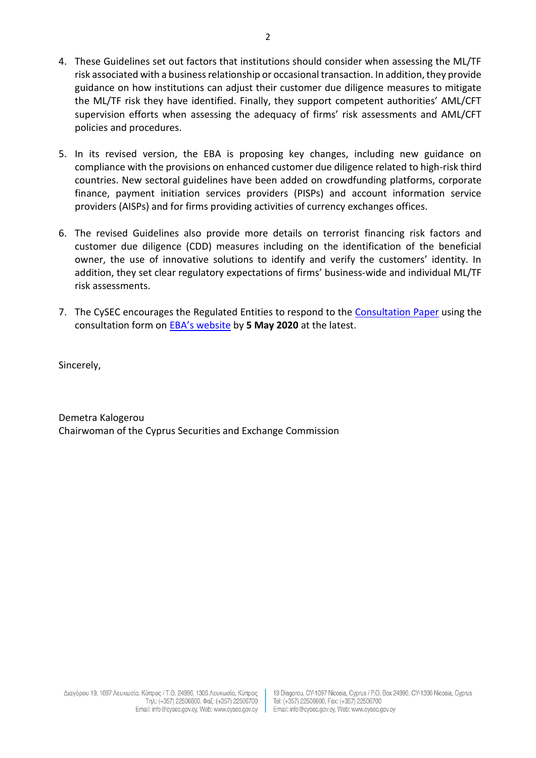4. These Guidelines set out factors that institutions should consider when assessing the ML/TF risk associated with a business relationship or occasional transaction. In addition, they provide guidance on how institutions can adjust their customer due diligence measures to mitigate the ML/TF risk they have identified. Finally, they support competent authorities' AML/CFT supervision efforts when assessing the adequacy of firms' risk assessments and AML/CFT policies and procedures.

5. In its revised version, the EBA is proposing key changes, including new guidance on compliance with the provisions on enhanced customer due diligence related to high-risk third countries. New sectoral guidelines have been added on crowdfunding platforms, corporate finance, payment initiation services providers (PISPs) and account information service providers (AISPs) and for firms providing activities of currency exchanges offices.

6. The revised Guidelines also provide more details on terrorist financing risk factors and customer due diligence (CDD) measures including on the identification of the beneficial owner, the use of innovative solutions to identify and verify the customers' identity. In addition, they set clear regulatory expectations of firms' business-wide and individual ML/TF risk assessments.

7. The CySEC encourages the Regulated Entities to respond to the Consultation Paper using the consultation form on EBA's website by **5 May 2020** at the latest.

Sincerely,

Demetra Kalogerou
Chairwoman of the Cyprus Securities and Exchange Commission